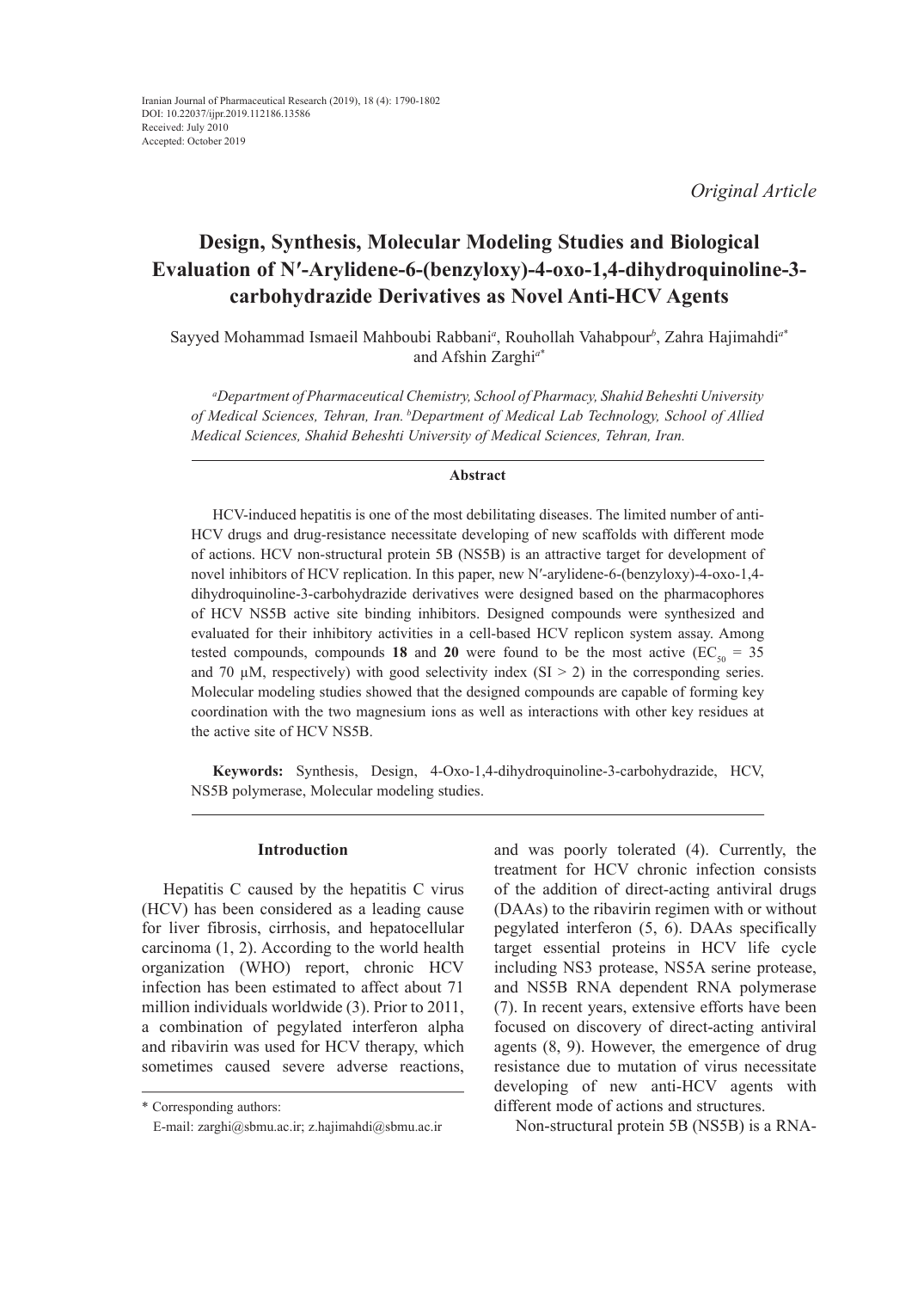Iranian Journal of Pharmaceutical Research (2019), 18 (4): 1790-1802
DOI: 10.22037/ijpr.2019.112186.13586
Received: July 2010
Accepted: October 2019

*Original Article*

# Design, Synthesis, Molecular Modeling Studies and Biological Evaluation of N′-Arylidene-6-(benzyloxy)-4-oxo-1,4-dihydroquinoline-3-carbohydrazide Derivatives as Novel Anti-HCV Agents

Sayyed Mohammad Ismaeil Mahboubi Rabbani[a], Rouhollah Vahabpour[b], Zahra Hajimahdi[a*] and Afshin Zarghi[a*]

[a]*Department of Pharmaceutical Chemistry, School of Pharmacy, Shahid Beheshti University of Medical Sciences, Tehran, Iran.* [b]*Department of Medical Lab Technology, School of Allied Medical Sciences, Shahid Beheshti University of Medical Sciences, Tehran, Iran.*

## Abstract

HCV-induced hepatitis is one of the most debilitating diseases. The limited number of anti-HCV drugs and drug-resistance necessitate developing of new scaffolds with different mode of actions. HCV non-structural protein 5B (NS5B) is an attractive target for development of novel inhibitors of HCV replication. In this paper, new N′-arylidene-6-(benzyloxy)-4-oxo-1,4-dihydroquinoline-3-carbohydrazide derivatives were designed based on the pharmacophores of HCV NS5B active site binding inhibitors. Designed compounds were synthesized and evaluated for their inhibitory activities in a cell-based HCV replicon system assay. Among tested compounds, compounds **18** and **20** were found to be the most active ($EC_{50}$ = 35 and 70 μM, respectively) with good selectivity index (SI > 2) in the corresponding series. Molecular modeling studies showed that the designed compounds are capable of forming key coordination with the two magnesium ions as well as interactions with other key residues at the active site of HCV NS5B.

**Keywords:** Synthesis, Design, 4-Oxo-1,4-dihydroquinoline-3-carbohydrazide, HCV, NS5B polymerase, Molecular modeling studies.

## Introduction

Hepatitis C caused by the hepatitis C virus (HCV) has been considered as a leading cause for liver fibrosis, cirrhosis, and hepatocellular carcinoma (1, 2). According to the world health organization (WHO) report, chronic HCV infection has been estimated to affect about 71 million individuals worldwide (3). Prior to 2011, a combination of pegylated interferon alpha and ribavirin was used for HCV therapy, which sometimes caused severe adverse reactions, and was poorly tolerated (4). Currently, the treatment for HCV chronic infection consists of the addition of direct-acting antiviral drugs (DAAs) to the ribavirin regimen with or without pegylated interferon (5, 6). DAAs specifically target essential proteins in HCV life cycle including NS3 protease, NS5A serine protease, and NS5B RNA dependent RNA polymerase (7). In recent years, extensive efforts have been focused on discovery of direct-acting antiviral agents (8, 9). However, the emergence of drug resistance due to mutation of virus necessitate developing of new anti-HCV agents with different mode of actions and structures.

Non-structural protein 5B (NS5B) is a RNA-

\* Corresponding authors:
E-mail: zarghi@sbmu.ac.ir; z.hajimahdi@sbmu.ac.ir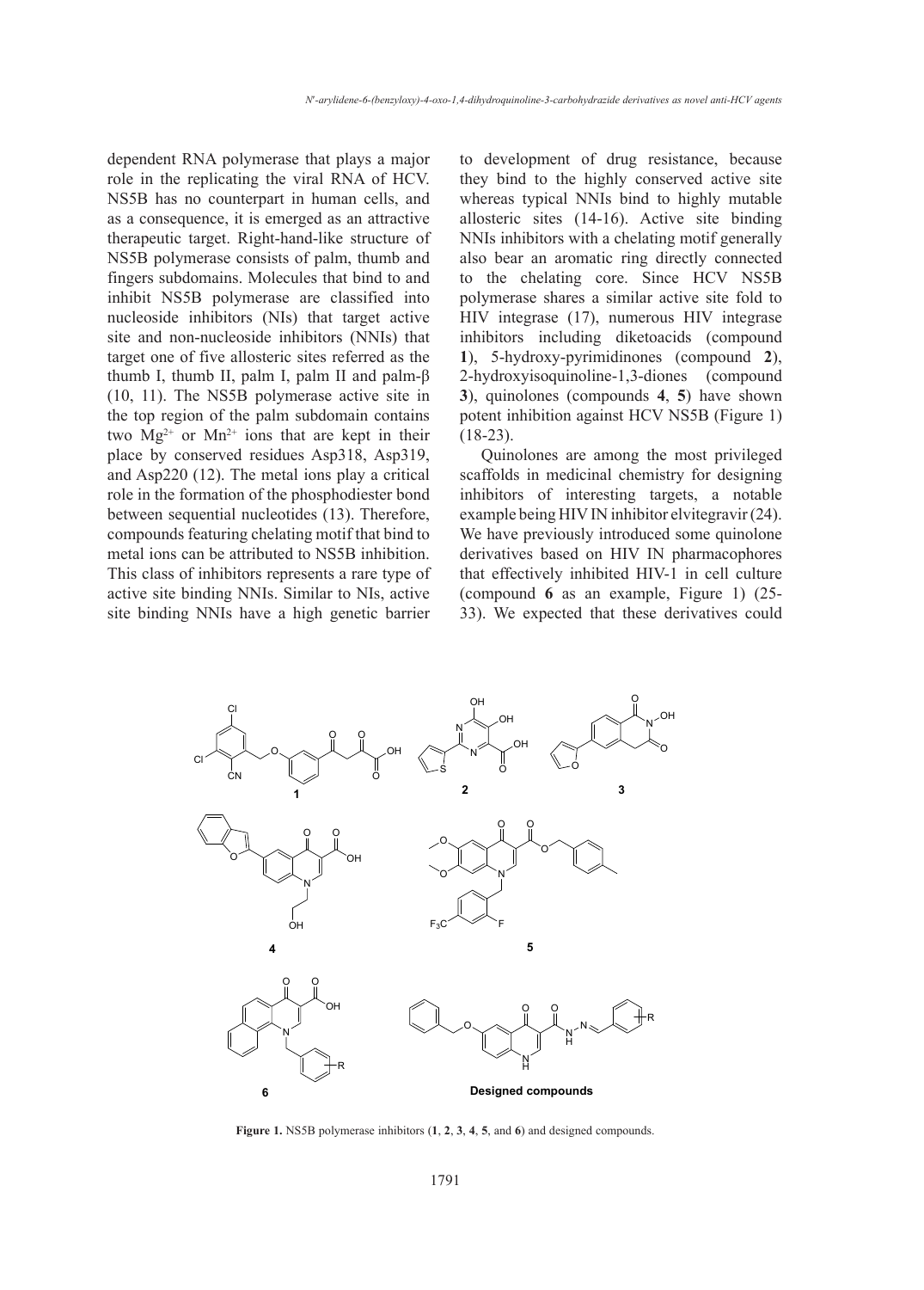dependent RNA polymerase that plays a major role in the replicating the viral RNA of HCV. NS5B has no counterpart in human cells, and as a consequence, it is emerged as an attractive therapeutic target. Right-hand-like structure of NS5B polymerase consists of palm, thumb and fingers subdomains. Molecules that bind to and inhibit NS5B polymerase are classified into nucleoside inhibitors (NIs) that target active site and non-nucleoside inhibitors (NNIs) that target one of five allosteric sites referred as the thumb I, thumb II, palm I, palm II and palm-β (10, 11). The NS5B polymerase active site in the top region of the palm subdomain contains two $Mg^{2+}$ or $Mn^{2+}$ ions that are kept in their place by conserved residues Asp318, Asp319, and Asp220 (12). The metal ions play a critical role in the formation of the phosphodiester bond between sequential nucleotides (13). Therefore, compounds featuring chelating motif that bind to metal ions can be attributed to NS5B inhibition. This class of inhibitors represents a rare type of active site binding NNIs. Similar to NIs, active site binding NNIs have a high genetic barrier to development of drug resistance, because they bind to the highly conserved active site whereas typical NNIs bind to highly mutable allosteric sites (14-16). Active site binding NNIs inhibitors with a chelating motif generally also bear an aromatic ring directly connected to the chelating core. Since HCV NS5B polymerase shares a similar active site fold to HIV integrase (17), numerous HIV integrase inhibitors including diketoacids (compound **1**), 5-hydroxy-pyrimidinones (compound **2**), 2-hydroxyisoquinoline-1,3-diones (compound **3**), quinolones (compounds **4**, **5**) have shown potent inhibition against HCV NS5B (Figure 1) (18-23).

Quinolones are among the most privileged scaffolds in medicinal chemistry for designing inhibitors of interesting targets, a notable example being HIV IN inhibitor elvitegravir (24). We have previously introduced some quinolone derivatives based on HIV IN pharmacophores that effectively inhibited HIV-1 in cell culture (compound **6** as an example, Figure 1) (25-33). We expected that these derivatives could

**Figure 1.** NS5B polymerase inhibitors (**1**, **2**, **3**, **4**, **5**, and **6**) and designed compounds.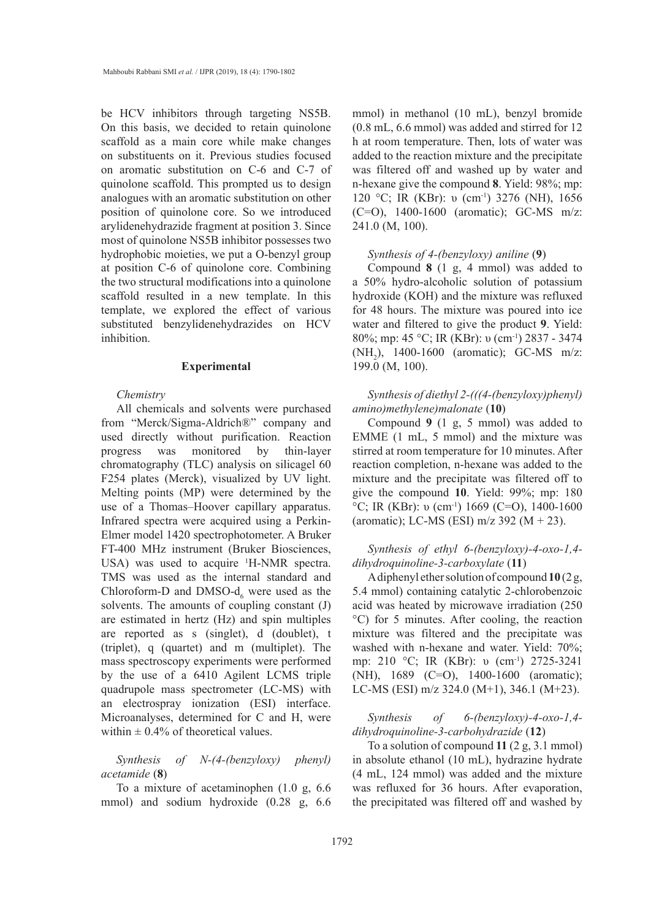be HCV inhibitors through targeting NS5B. On this basis, we decided to retain quinolone scaffold as a main core while make changes on substituents on it. Previous studies focused on aromatic substitution on C-6 and C-7 of quinolone scaffold. This prompted us to design analogues with an aromatic substitution on other position of quinolone core. So we introduced arylidenehydrazide fragment at position 3. Since most of quinolone NS5B inhibitor possesses two hydrophobic moieties, we put a O-benzyl group at position C-6 of quinolone core. Combining the two structural modifications into a quinolone scaffold resulted in a new template. In this template, we explored the effect of various substituted benzylidenehydrazides on HCV inhibition.

## Experimental

### *Chemistry*

All chemicals and solvents were purchased from "Merck/Sigma-Aldrich®" company and used directly without purification. Reaction progress was monitored by thin-layer chromatography (TLC) analysis on silicagel 60 F254 plates (Merck), visualized by UV light. Melting points (MP) were determined by the use of a Thomas–Hoover capillary apparatus. Infrared spectra were acquired using a Perkin-Elmer model 1420 spectrophotometer. A Bruker FT-400 MHz instrument (Bruker Biosciences, USA) was used to acquire $^1$H-NMR spectra. TMS was used as the internal standard and Chloroform-D and DMSO-$d_6$ were used as the solvents. The amounts of coupling constant (J) are estimated in hertz (Hz) and spin multiples are reported as s (singlet), d (doublet), t (triplet), q (quartet) and m (multiplet). The mass spectroscopy experiments were performed by the use of a 6410 Agilent LCMS triple quadrupole mass spectrometer (LC-MS) with an electrospray ionization (ESI) interface. Microanalyses, determined for C and H, were within ± 0.4% of theoretical values.

### *Synthesis of N-(4-(benzyloxy) phenyl) acetamide* (**8**)

To a mixture of acetaminophen (1.0 g, 6.6 mmol) and sodium hydroxide (0.28 g, 6.6 mmol) in methanol (10 mL), benzyl bromide (0.8 mL, 6.6 mmol) was added and stirred for 12 h at room temperature. Then, lots of water was added to the reaction mixture and the precipitate was filtered off and washed up by water and n-hexane give the compound **8**. Yield: 98%; mp: 120 °C; IR (KBr): υ (cm$^{-1}$) 3276 (NH), 1656 (C=O), 1400-1600 (aromatic); GC-MS m/z: 241.0 (M, 100).

### *Synthesis of 4-(benzyloxy) aniline* (**9**)

Compound **8** (1 g, 4 mmol) was added to a 50% hydro-alcoholic solution of potassium hydroxide (KOH) and the mixture was refluxed for 48 hours. The mixture was poured into ice water and filtered to give the product **9**. Yield: 80%; mp: 45 °C; IR (KBr): υ (cm$^{-1}$) 2837 - 3474 ($NH_2$), 1400-1600 (aromatic); GC-MS m/z: 199.0 (M, 100).

### *Synthesis of diethyl 2-(((4-(benzyloxy)phenyl) amino)methylene)malonate* (**10**)

Compound **9** (1 g, 5 mmol) was added to EMME (1 mL, 5 mmol) and the mixture was stirred at room temperature for 10 minutes. After reaction completion, n-hexane was added to the mixture and the precipitate was filtered off to give the compound **10**. Yield: 99%; mp: 180 °C; IR (KBr): υ (cm$^{-1}$) 1669 (C=O), 1400-1600 (aromatic); LC-MS (ESI) m/z 392 (M + 23).

### *Synthesis of ethyl 6-(benzyloxy)-4-oxo-1,4-dihydroquinoline-3-carboxylate* (**11**)

A diphenyl ether solution of compound **10** (2 g, 5.4 mmol) containing catalytic 2-chlorobenzoic acid was heated by microwave irradiation (250 °C) for 5 minutes. After cooling, the reaction mixture was filtered and the precipitate was washed with n-hexane and water. Yield: 70%; mp: 210 °C; IR (KBr): υ (cm$^{-1}$) 2725-3241 (NH), 1689 (C=O), 1400-1600 (aromatic); LC-MS (ESI) m/z 324.0 (M+1), 346.1 (M+23).

### *Synthesis of 6-(benzyloxy)-4-oxo-1,4-dihydroquinoline-3-carbohydrazide* (**12**)

To a solution of compound **11** (2 g, 3.1 mmol) in absolute ethanol (10 mL), hydrazine hydrate (4 mL, 124 mmol) was added and the mixture was refluxed for 36 hours. After evaporation, the precipitated was filtered off and washed by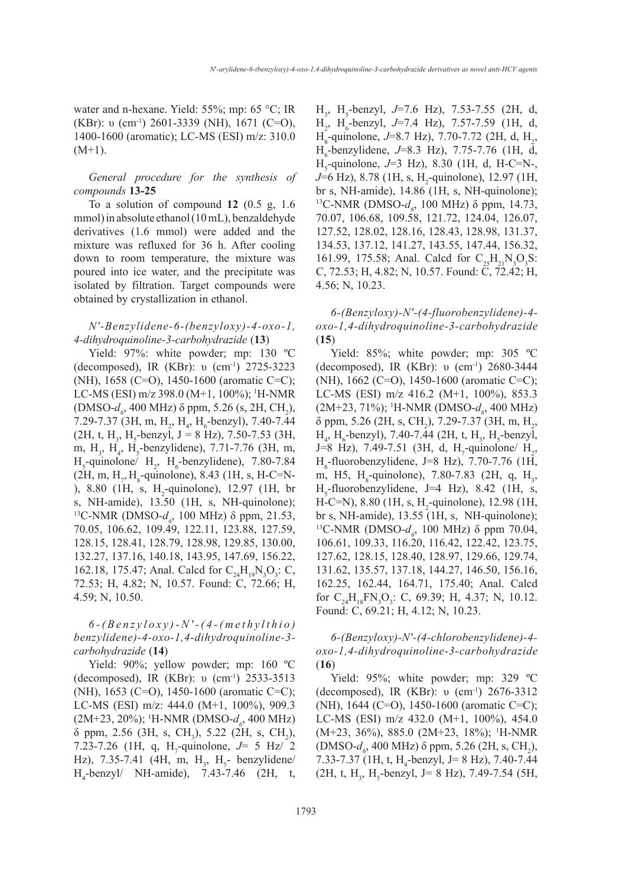water and n-hexane. Yield: 55%; mp: 65 °C; IR (KBr): υ (cm$^{-1}$) 2601-3339 (NH), 1671 (C=O), 1400-1600 (aromatic); LC-MS (ESI) m/z: 310.0 (M+1).

*General procedure for the synthesis of compounds* **13-25**

To a solution of compound **12** (0.5 g, 1.6 mmol) in absolute ethanol (10 mL), benzaldehyde derivatives (1.6 mmol) were added and the mixture was refluxed for 36 h. After cooling down to room temperature, the mixture was poured into ice water, and the precipitate was isolated by filtration. Target compounds were obtained by crystallization in ethanol.

*N'-Benzylidene-6-(benzyloxy)-4-oxo-1,4-dihydroquinoline-3-carbohydrazide* (**13**)

Yield: 97%: white powder; mp: 130 ºC (decomposed), IR (KBr): υ (cm$^{-1}$) 2725-3223 (NH), 1658 (C=O), 1450-1600 (aromatic C=C); LC-MS (ESI) m/z 398.0 (M+1, 100%); $^1$H-NMR (DMSO-$d_6$, 400 MHz) δ ppm, 5.26 (s, 2H, $CH_2$), 7.29-7.37 (3H, m, $H_2$, $H_4$, $H_6$-benzyl), 7.40-7.44 (2H, t, $H_3$, $H_5$-benzyl, J = 8 Hz), 7.50-7.53 (3H, m, $H_3$, $H_4$, $H_5$-benzylidene), 7.71-7.76 (3H, m, $H_5$-quinolone/ $H_2$, $H_6$-benzylidene), 7.80-7.84 (2H, m, $H_7$, $H_8$-quinolone), 8.43 (1H, s, H-C=N-), 8.80 (1H, s, $H_2$-quinolone), 12.97 (1H, br s, NH-amide), 13.50 (1H, s, NH-quinolone); $^{13}$C-NMR (DMSO-$d_6$, 100 MHz) δ ppm, 21.53, 70.05, 106.62, 109.49, 122.11, 123.88, 127.59, 128.15, 128.41, 128.79, 128.98, 129.85, 130.00, 132.27, 137.16, 140.18, 143.95, 147.69, 156.22, 162.18, 175.47; Anal. Calcd for $C_{24}H_{19}N_3O_3$: C, 72.53; H, 4.82; N, 10.57. Found: C, 72.66; H, 4.59; N, 10.50.

*6-(Benzyloxy)-N'-(4-(methylthio)benzylidene)-4-oxo-1,4-dihydroquinoline-3-carbohydrazide* (**14**)

Yield: 90%; yellow powder; mp: 160 ºC (decomposed), IR (KBr): υ (cm$^{-1}$) 2533-3513 (NH), 1653 (C=O), 1450-1600 (aromatic C=C); LC-MS (ESI) m/z: 444.0 (M+1, 100%), 909.3 (2M+23, 20%); $^1$H-NMR (DMSO-$d_6$, 400 MHz) δ ppm, 2.56 (3H, s, $CH_3$), 5.22 (2H, s, $CH_2$), 7.23-7.26 (1H, q, $H_7$-quinolone, *J*= 5 Hz/ 2 Hz), 7.35-7.41 (4H, m, $H_3$, $H_5$- benzylidene/ $H_4$-benzyl/ NH-amide), 7.43-7.46 (2H, t, $H_3$, $H_5$-benzyl, *J*=7.6 Hz), 7.53-7.55 (2H, d, $H_2$, $H_6$-benzyl, *J*=7.4 Hz), 7.57-7.59 (1H, d, $H_8$-quinolone, *J*=8.7 Hz), 7.70-7.72 (2H, d, $H_2$, $H_6$-benzylidene, *J*=8.3 Hz), 7.75-7.76 (1H, d, $H_5$-quinolone, *J*=3 Hz), 8.30 (1H, d, H-C=N-, *J*=6 Hz), 8.78 (1H, s, $H_2$-quinolone), 12.97 (1H, br s, NH-amide), 14.86 (1H, s, NH-quinolone); $^{13}$C-NMR (DMSO-$d_6$, 100 MHz) δ ppm, 14.73, 70.07, 106.68, 109.58, 121.72, 124.04, 126.07, 127.52, 128.02, 128.16, 128.43, 128.98, 131.37, 134.53, 137.12, 141.27, 143.55, 147.44, 156.32, 161.99, 175.58; Anal. Calcd for $C_{25}H_{21}N_3O_3S$: C, 72.53; H, 4.82; N, 10.57. Found: C, 72.42; H, 4.56; N, 10.23.

*6-(Benzyloxy)-N'-(4-fluorobenzylidene)-4-oxo-1,4-dihydroquinoline-3-carbohydrazide* (**15**)

Yield: 85%; white powder; mp: 305 ºC (decomposed), IR (KBr): υ (cm$^{-1}$) 2680-3444 (NH), 1662 (C=O), 1450-1600 (aromatic C=C); LC-MS (ESI) m/z 416.2 (M+1, 100%), 853.3 (2M+23, 71%); $^1$H-NMR (DMSO-$d_6$, 400 MHz) δ ppm, 5.26 (2H, s, $CH_2$), 7.29-7.37 (3H, m, $H_2$, $H_4$, $H_6$-benzyl), 7.40-7.44 (2H, t, $H_3$, $H_5$-benzyl, J=8 Hz), 7.49-7.51 (3H, d, $H_7$-quinolone/ $H_2$, $H_6$-fluorobenzylidene, J=8 Hz), 7.70-7.76 (1H, m, H5, $H_8$-quinolone), 7.80-7.83 (2H, q, $H_3$, $H_5$-fluorobenzylidene, J=4 Hz), 8.42 (1H, s, H-C=N), 8.80 (1H, s, $H_2$-quinolone), 12.98 (1H, br s, NH-amide), 13.55 (1H, s, NH-quinolone); $^{13}$C-NMR (DMSO-$d_6$, 100 MHz) δ ppm 70.04, 106.61, 109.33, 116.20, 116.42, 122.42, 123.75, 127.62, 128.15, 128.40, 128.97, 129.66, 129.74, 131.62, 135.57, 137.18, 144.27, 146.50, 156.16, 162.25, 162.44, 164.71, 175.40; Anal. Calcd for $C_{24}H_{18}FN_3O_3$: C, 69.39; H, 4.37; N, 10.12. Found: C, 69.21; H, 4.12; N, 10.23.

*6-(Benzyloxy)-N'-(4-chlorobenzylidene)-4-oxo-1,4-dihydroquinoline-3-carbohydrazide* (**16**)

Yield: 95%; white powder; mp: 329 ºC (decomposed), IR (KBr): υ (cm$^{-1}$) 2676-3312 (NH), 1644 (C=O), 1450-1600 (aromatic C=C); LC-MS (ESI) m/z 432.0 (M+1, 100%), 454.0 (M+23, 36%), 885.0 (2M+23, 18%); $^1$H-NMR (DMSO-$d_6$, 400 MHz) δ ppm, 5.26 (2H, s, $CH_2$), 7.33-7.37 (1H, t, $H_4$-benzyl, J= 8 Hz), 7.40-7.44 (2H, t, $H_3$, $H_5$-benzyl, J= 8 Hz), 7.49-7.54 (5H,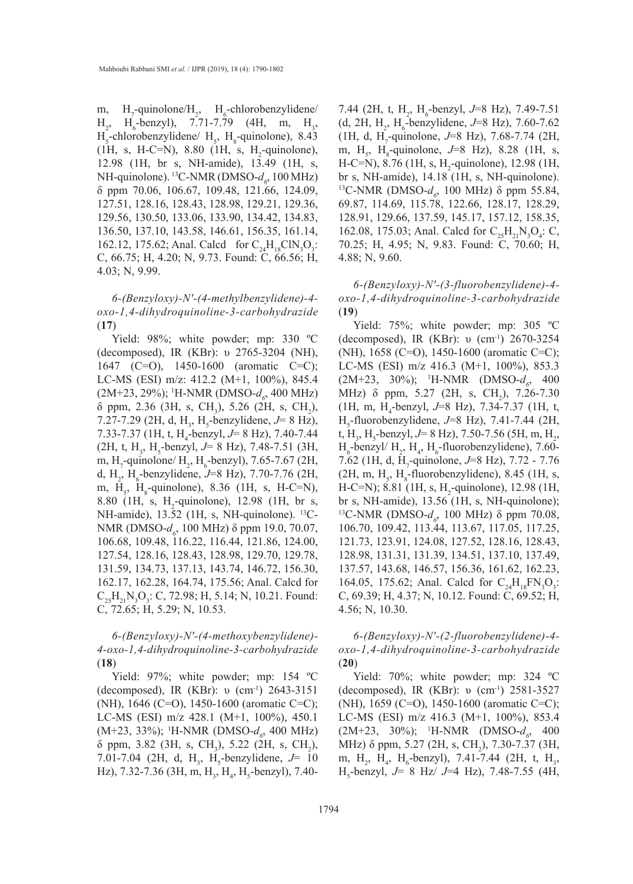m, $H_7$-quinolone/$H_2$, $H_6$-chlorobenzylidene/ $H_2$, $H_6$-benzyl), 7.71-7.79 (4H, m, $H_3$, $H_5$-chlorobenzylidene/ $H_5$, $H_8$-quinolone), 8.43 (1H, s, H-C=N), 8.80 (1H, s, $H_2$-quinolone), 12.98 (1H, br s, NH-amide), 13.49 (1H, s, NH-quinolone). $^{13}$C-NMR (DMSO-$d_6$, 100 MHz) δ ppm 70.06, 106.67, 109.48, 121.66, 124.09, 127.51, 128.16, 128.43, 128.98, 129.21, 129.36, 129.56, 130.50, 133.06, 133.90, 134.42, 134.83, 136.50, 137.10, 143.58, 146.61, 156.35, 161.14, 162.12, 175.62; Anal. Calcd for $C_{24}H_{18}ClN_3O_3$: C, 66.75; H, 4.20; N, 9.73. Found: C, 66.56; H, 4.03; N, 9.99.

*6-(Benzyloxy)-N′-(4-methylbenzylidene)-4-oxo-1,4-dihydroquinoline-3-carbohydrazide* (**17**)

Yield: 98%; white powder; mp: 330 ºC (decomposed), IR (KBr): υ 2765-3204 (NH), 1647 (C=O), 1450-1600 (aromatic C=C); LC-MS (ESI) m/z: 412.2 (M+1, 100%), 845.4 (2M+23, 29%); $^1$H-NMR (DMSO-$d_6$, 400 MHz) δ ppm, 2.36 (3H, s, $CH_3$), 5.26 (2H, s, $CH_2$), 7.27-7.29 (2H, d, $H_3$, $H_5$-benzylidene, *J*= 8 Hz), 7.33-7.37 (1H, t, $H_4$-benzyl, *J*= 8 Hz), 7.40-7.44 (2H, t, $H_3$, $H_5$-benzyl, *J*= 8 Hz), 7.48-7.51 (3H, m, $H_7$-quinolone/ $H_2$, $H_6$-benzyl), 7.65-7.67 (2H, d, $H_2$, $H_6$-benzylidene, *J*=8 Hz), 7.70-7.76 (2H, m, $H_5$, $H_8$-quinolone), 8.36 (1H, s, H-C=N), 8.80 (1H, s, $H_2$-quinolone), 12.98 (1H, br s, NH-amide), 13.52 (1H, s, NH-quinolone). $^{13}$C-NMR (DMSO-$d_6$, 100 MHz) δ ppm 19.0, 70.07, 106.68, 109.48, 116.22, 116.44, 121.86, 124.00, 127.54, 128.16, 128.43, 128.98, 129.70, 129.78, 131.59, 134.73, 137.13, 143.74, 146.72, 156.30, 162.17, 162.28, 164.74, 175.56; Anal. Calcd for $C_{25}H_{21}N_3O_3$: C, 72.98; H, 5.14; N, 10.21. Found: C, 72.65; H, 5.29; N, 10.53.

*6-(Benzyloxy)-N′-(4-methoxybenzylidene)-4-oxo-1,4-dihydroquinoline-3-carbohydrazide* (**18**)

Yield: 97%; white powder; mp: 154 ºC (decomposed), IR (KBr): υ (cm$^{-1}$) 2643-3151 (NH), 1646 (C=O), 1450-1600 (aromatic C=C); LC-MS (ESI) m/z 428.1 (M+1, 100%), 450.1 (M+23, 33%); $^1$H-NMR (DMSO-$d_6$, 400 MHz) δ ppm, 3.82 (3H, s, $CH_3$), 5.22 (2H, s, $CH_2$), 7.01-7.04 (2H, d, $H_3$, $H_5$-benzylidene, *J*= 10 Hz), 7.32-7.36 (3H, m, $H_3$, $H_4$, $H_5$-benzyl), 7.40-7.44 (2H, t, $H_2$, $H_6$-benzyl, *J*=8 Hz), 7.49-7.51 (d, 2H, $H_2$, $H_6$-benzylidene, *J*=8 Hz), 7.60-7.62 (1H, d, $H_7$-quinolone, *J*=8 Hz), 7.68-7.74 (2H, m, $H_5$, $H_8$-quinolone, *J*=8 Hz), 8.28 (1H, s, H-C=N), 8.76 (1H, s, $H_2$-quinolone), 12.98 (1H, br s, NH-amide), 14.18 (1H, s, NH-quinolone). $^{13}$C-NMR (DMSO-$d_6$, 100 MHz) δ ppm 55.84, 69.87, 114.69, 115.78, 122.66, 128.17, 128.29, 128.91, 129.66, 137.59, 145.17, 157.12, 158.35, 162.08, 175.03; Anal. Calcd for $C_{25}H_{21}N_3O_4$: C, 70.25; H, 4.95; N, 9.83. Found: C, 70.60; H, 4.88; N, 9.60.

*6-(Benzyloxy)-N′-(3-fluorobenzylidene)-4-oxo-1,4-dihydroquinoline-3-carbohydrazide* (**19**)

Yield: 75%; white powder; mp: 305 ºC (decomposed), IR (KBr): υ (cm$^{-1}$) 2670-3254 (NH), 1658 (C=O), 1450-1600 (aromatic C=C); LC-MS (ESI) m/z 416.3 (M+1, 100%), 853.3 (2M+23, 30%); $^1$H-NMR (DMSO-$d_6$, 400 MHz) δ ppm, 5.27 (2H, s, $CH_2$), 7.26-7.30 (1H, m, $H_4$-benzyl, *J*=8 Hz), 7.34-7.37 (1H, t, $H_5$-fluorobenzylidene, *J*=8 Hz), 7.41-7.44 (2H, t, $H_3$, $H_5$-benzyl, *J*= 8 Hz), 7.50-7.56 (5H, m, $H_2$, $H_6$-benzyl/ $H_2$, $H_4$, $H_6$-fluorobenzylidene), 7.60-7.62 (1H, d, $H_7$-quinolone, *J*=8 Hz), 7.72 - 7.76 (2H, m, $H_5$, $H_8$-fluorobenzylidene), 8.45 (1H, s, H-C=N); 8.81 (1H, s, $H_2$-quinolone), 12.98 (1H, br s, NH-amide), 13.56 (1H, s, NH-quinolone); $^{13}$C-NMR (DMSO-$d_6$, 100 MHz) δ ppm 70.08, 106.70, 109.42, 113.44, 113.67, 117.05, 117.25, 121.73, 123.91, 124.08, 127.52, 128.16, 128.43, 128.98, 131.31, 131.39, 134.51, 137.10, 137.49, 137.57, 143.68, 146.57, 156.36, 161.62, 162.23, 164.05, 175.62; Anal. Calcd for $C_{24}H_{18}FN_3O_3$: C, 69.39; H, 4.37; N, 10.12. Found: C, 69.52; H, 4.56; N, 10.30.

*6-(Benzyloxy)-N′-(2-fluorobenzylidene)-4-oxo-1,4-dihydroquinoline-3-carbohydrazide* (**20**)

Yield: 70%; white powder; mp: 324 ºC (decomposed), IR (KBr): υ (cm$^{-1}$) 2581-3527 (NH), 1659 (C=O), 1450-1600 (aromatic C=C); LC-MS (ESI) m/z 416.3 (M+1, 100%), 853.4 (2M+23, 30%); $^1$H-NMR (DMSO-$d_6$, 400 MHz) δ ppm, 5.27 (2H, s, $CH_2$), 7.30-7.37 (3H, m, $H_2$, $H_4$, $H_6$-benzyl), 7.41-7.44 (2H, t, $H_3$, $H_5$-benzyl, *J*= 8 Hz/ *J*=4 Hz), 7.48-7.55 (4H,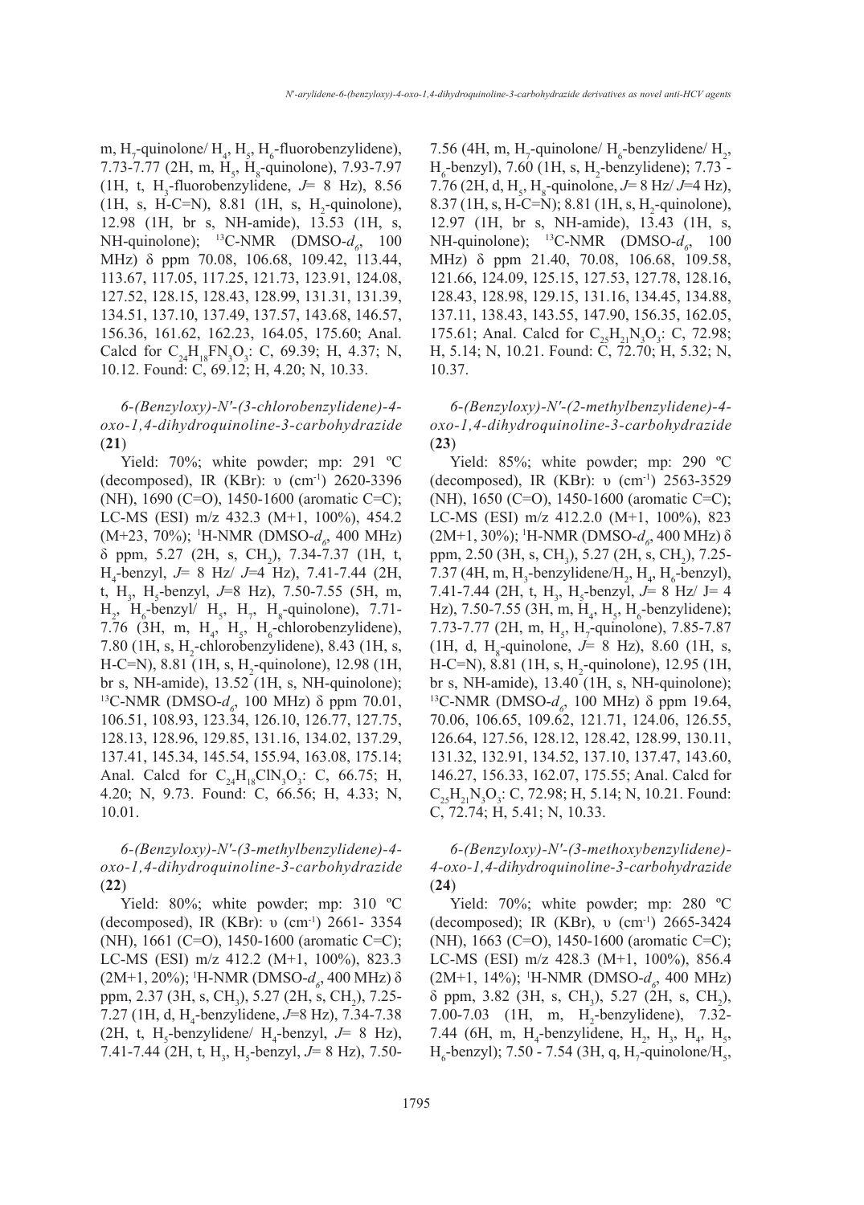m, $H_7$-quinolone/ $H_4$, $H_5$, $H_6$-fluorobenzylidene), 7.73-7.77 (2H, m, $H_5$, $H_8$-quinolone), 7.93-7.97 (1H, t, $H_3$-fluorobenzylidene, *J*= 8 Hz), 8.56 (1H, s, H-C=N), 8.81 (1H, s, $H_2$-quinolone), 12.98 (1H, br s, NH-amide), 13.53 (1H, s, NH-quinolone); $^{13}$C-NMR (DMSO-$d_6$, 100 MHz) δ ppm 70.08, 106.68, 109.42, 113.44, 113.67, 117.05, 117.25, 121.73, 123.91, 124.08, 127.52, 128.15, 128.43, 128.99, 131.31, 131.39, 134.51, 137.10, 137.49, 137.57, 143.68, 146.57, 156.36, 161.62, 162.23, 164.05, 175.60; Anal. Calcd for $C_{24}H_{18}FN_3O_3$: C, 69.39; H, 4.37; N, 10.12. Found: C, 69.12; H, 4.20; N, 10.33.

*6-(Benzyloxy)-N'-(3-chlorobenzylidene)-4-oxo-1,4-dihydroquinoline-3-carbohydrazide* (**21**)

Yield: 70%; white powder; mp: 291 ºC (decomposed), IR (KBr): υ (cm$^{-1}$) 2620-3396 (NH), 1690 (C=O), 1450-1600 (aromatic C=C); LC-MS (ESI) m/z 432.3 (M+1, 100%), 454.2 (M+23, 70%); $^1$H-NMR (DMSO-$d_6$, 400 MHz) δ ppm, 5.27 (2H, s, $CH_2$), 7.34-7.37 (1H, t, $H_4$-benzyl, *J*= 8 Hz/ *J*=4 Hz), 7.41-7.44 (2H, t, $H_3$, $H_5$-benzyl, *J*=8 Hz), 7.50-7.55 (5H, m, $H_2$, $H_6$-benzyl/ $H_5$, $H_7$, $H_8$-quinolone), 7.71-7.76 (3H, m, $H_4$, $H_5$, $H_6$-chlorobenzylidene), 7.80 (1H, s, $H_2$-chlorobenzylidene), 8.43 (1H, s, H-C=N), 8.81 (1H, s, $H_2$-quinolone), 12.98 (1H, br s, NH-amide), 13.52 (1H, s, NH-quinolone); $^{13}$C-NMR (DMSO-$d_6$, 100 MHz) δ ppm 70.01, 106.51, 108.93, 123.34, 126.10, 126.77, 127.75, 128.13, 128.96, 129.85, 131.16, 134.02, 137.29, 137.41, 145.34, 145.54, 155.94, 163.08, 175.14; Anal. Calcd for $C_{24}H_{18}ClN_3O_3$: C, 66.75; H, 4.20; N, 9.73. Found: C, 66.56; H, 4.33; N, 10.01.

*6-(Benzyloxy)-N'-(3-methylbenzylidene)-4-oxo-1,4-dihydroquinoline-3-carbohydrazide* (**22**)

Yield: 80%; white powder; mp: 310 ºC (decomposed), IR (KBr): υ (cm$^{-1}$) 2661- 3354 (NH), 1661 (C=O), 1450-1600 (aromatic C=C); LC-MS (ESI) m/z 412.2 (M+1, 100%), 823.3 (2M+1, 20%); $^1$H-NMR (DMSO-$d_6$, 400 MHz) δ ppm, 2.37 (3H, s, $CH_3$), 5.27 (2H, s, $CH_2$), 7.25-7.27 (1H, d, $H_4$-benzylidene, *J*=8 Hz), 7.34-7.38 (2H, t, $H_5$-benzylidene/ $H_4$-benzyl, *J*= 8 Hz), 7.41-7.44 (2H, t, $H_3$, $H_5$-benzyl, *J*= 8 Hz), 7.50-7.56 (4H, m, $H_7$-quinolone/ $H_6$-benzylidene/ $H_2$, $H_6$-benzyl), 7.60 (1H, s, $H_2$-benzylidene); 7.73 - 7.76 (2H, d, $H_5$, $H_8$-quinolone, *J*= 8 Hz/ *J*=4 Hz), 8.37 (1H, s, H-C=N); 8.81 (1H, s, $H_2$-quinolone), 12.97 (1H, br s, NH-amide), 13.43 (1H, s, NH-quinolone); $^{13}$C-NMR (DMSO-$d_6$, 100 MHz) δ ppm 21.40, 70.08, 106.68, 109.58, 121.66, 124.09, 125.15, 127.53, 127.78, 128.16, 128.43, 128.98, 129.15, 131.16, 134.45, 134.88, 137.11, 138.43, 143.55, 147.90, 156.35, 162.05, 175.61; Anal. Calcd for $C_{25}H_{21}N_3O_3$: C, 72.98; H, 5.14; N, 10.21. Found: C, 72.70; H, 5.32; N, 10.37.

*6-(Benzyloxy)-N'-(2-methylbenzylidene)-4-oxo-1,4-dihydroquinoline-3-carbohydrazide* (**23**)

Yield: 85%; white powder; mp: 290 ºC (decomposed), IR (KBr): υ (cm$^{-1}$) 2563-3529 (NH), 1650 (C=O), 1450-1600 (aromatic C=C); LC-MS (ESI) m/z 412.2.0 (M+1, 100%), 823 (2M+1, 30%); $^1$H-NMR (DMSO-$d_6$, 400 MHz) δ ppm, 2.50 (3H, s, $CH_3$), 5.27 (2H, s, $CH_2$), 7.25-7.37 (4H, m, $H_3$-benzylidene/$H_2$, $H_4$, $H_6$-benzyl), 7.41-7.44 (2H, t, $H_3$, $H_5$-benzyl, *J*= 8 Hz/ J= 4 Hz), 7.50-7.55 (3H, m, $H_4$, $H_5$, $H_6$-benzylidene); 7.73-7.77 (2H, m, $H_5$, $H_7$-quinolone), 7.85-7.87 (1H, d, $H_8$-quinolone, *J*= 8 Hz), 8.60 (1H, s, H-C=N), 8.81 (1H, s, $H_2$-quinolone), 12.95 (1H, br s, NH-amide), 13.40 (1H, s, NH-quinolone); $^{13}$C-NMR (DMSO-$d_6$, 100 MHz) δ ppm 19.64, 70.06, 106.65, 109.62, 121.71, 124.06, 126.55, 126.64, 127.56, 128.12, 128.42, 128.99, 130.11, 131.32, 132.91, 134.52, 137.10, 137.47, 143.60, 146.27, 156.33, 162.07, 175.55; Anal. Calcd for $C_{25}H_{21}N_3O_3$: C, 72.98; H, 5.14; N, 10.21. Found: C, 72.74; H, 5.41; N, 10.33.

*6-(Benzyloxy)-N'-(3-methoxybenzylidene)-4-oxo-1,4-dihydroquinoline-3-carbohydrazide* (**24**)

Yield: 70%; white powder; mp: 280 ºC (decomposed); IR (KBr), υ (cm$^{-1}$) 2665-3424 (NH), 1663 (C=O), 1450-1600 (aromatic C=C); LC-MS (ESI) m/z 428.3 (M+1, 100%), 856.4 (2M+1, 14%); $^1$H-NMR (DMSO-$d_6$, 400 MHz) δ ppm, 3.82 (3H, s, $CH_3$), 5.27 (2H, s, $CH_2$), 7.00-7.03 (1H, m, $H_2$-benzylidene), 7.32-7.44 (6H, m, $H_4$-benzylidene, $H_2$, $H_3$, $H_4$, $H_5$, $H_6$-benzyl); 7.50 - 7.54 (3H, q, $H_7$-quinolone/$H_5$,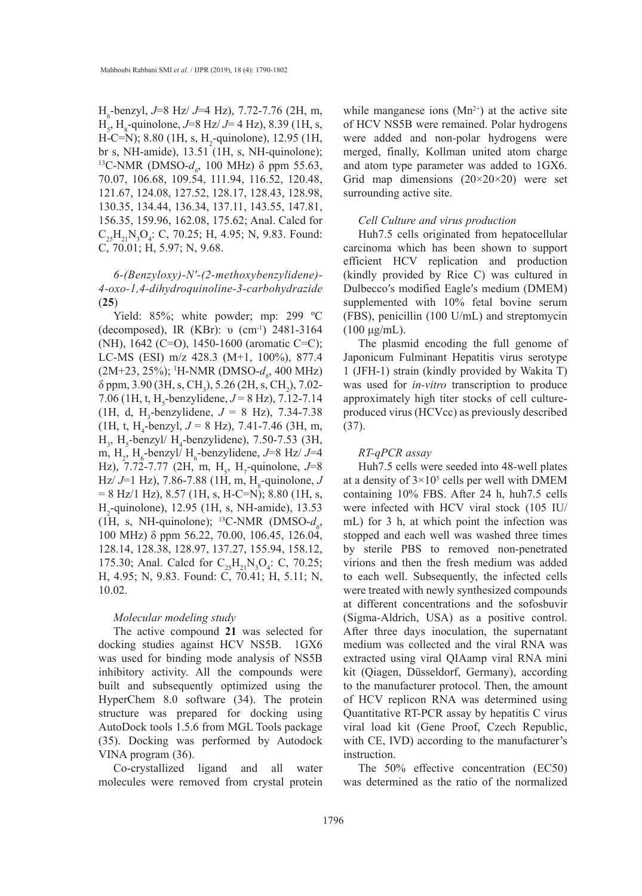$H_6$-benzyl, *J*=8 Hz/ *J*=4 Hz), 7.72-7.76 (2H, m, $H_5$, $H_8$-quinolone, *J*=8 Hz/ *J*= 4 Hz), 8.39 (1H, s, H-C=N); 8.80 (1H, s, $H_2$-quinolone), 12.95 (1H, br s, NH-amide), 13.51 (1H, s, NH-quinolone); $^{13}$C-NMR (DMSO-$d_6$, 100 MHz) δ ppm 55.63, 70.07, 106.68, 109.54, 111.94, 116.52, 120.48, 121.67, 124.08, 127.52, 128.17, 128.43, 128.98, 130.35, 134.44, 136.34, 137.11, 143.55, 147.81, 156.35, 159.96, 162.08, 175.62; Anal. Calcd for $C_{25}H_{21}N_3O_4$: C, 70.25; H, 4.95; N, 9.83. Found: C, 70.01; H, 5.97; N, 9.68.

*6-(Benzyloxy)-N′-(2-methoxybenzylidene)-4-oxo-1,4-dihydroquinoline-3-carbohydrazide* (**25**)

Yield: 85%; white powder; mp: 299 ºC (decomposed), IR (KBr): υ (cm$^{-1}$) 2481-3164 (NH), 1642 (C=O), 1450-1600 (aromatic C=C); LC-MS (ESI) m/z 428.3 (M+1, 100%), 877.4 (2M+23, 25%); $^1$H-NMR (DMSO-$d_6$, 400 MHz) δ ppm, 3.90 (3H, s, $CH_3$), 5.26 (2H, s, $CH_2$), 7.02-7.06 (1H, t, $H_5$-benzylidene, *J* = 8 Hz), 7.12-7.14 (1H, d, $H_3$-benzylidene, *J* = 8 Hz), 7.34-7.38 (1H, t, $H_4$-benzyl, *J* = 8 Hz), 7.41-7.46 (3H, m, $H_3$, $H_5$-benzyl/ $H_4$-benzylidene), 7.50-7.53 (3H, m, $H_2$, $H_6$-benzyl/ $H_6$-benzylidene, *J*=8 Hz/ *J*=4 Hz), 7.72-7.77 (2H, m, $H_5$, $H_7$-quinolone, *J*=8 Hz/ *J*=1 Hz), 7.86-7.88 (1H, m, $H_8$-quinolone, *J* = 8 Hz/1 Hz), 8.57 (1H, s, H-C=N); 8.80 (1H, s, $H_2$-quinolone), 12.95 (1H, s, NH-amide), 13.53 (1H, s, NH-quinolone); $^{13}$C-NMR (DMSO-$d_6$, 100 MHz) δ ppm 56.22, 70.00, 106.45, 126.04, 128.14, 128.38, 128.97, 137.27, 155.94, 158.12, 175.30; Anal. Calcd for $C_{25}H_{21}N_3O_4$: C, 70.25; H, 4.95; N, 9.83. Found: C, 70.41; H, 5.11; N, 10.02.

*Molecular modeling study*

The active compound **21** was selected for docking studies against HCV NS5B. 1GX6 was used for binding mode analysis of NS5B inhibitory activity. All the compounds were built and subsequently optimized using the HyperChem 8.0 software (34). The protein structure was prepared for docking using AutoDock tools 1.5.6 from MGL Tools package (35). Docking was performed by Autodock VINA program (36).

Co-crystallized ligand and all water molecules were removed from crystal protein while manganese ions ($Mn^{2+}$) at the active site of HCV NS5B were remained. Polar hydrogens were added and non-polar hydrogens were merged, finally, Kollman united atom charge and atom type parameter was added to 1GX6. Grid map dimensions (20×20×20) were set surrounding active site.

*Cell Culture and virus production*

Huh7.5 cells originated from hepatocellular carcinoma which has been shown to support efficient HCV replication and production (kindly provided by Rice C) was cultured in Dulbecco′s modified Eagle′s medium (DMEM) supplemented with 10% fetal bovine serum (FBS), penicillin (100 U/mL) and streptomycin (100 μg/mL).

The plasmid encoding the full genome of Japonicum Fulminant Hepatitis virus serotype 1 (JFH-1) strain (kindly provided by Wakita T) was used for *in-vitro* transcription to produce approximately high titer stocks of cell culture-produced virus (HCVcc) as previously described (37).

*RT-qPCR assay*

Huh7.5 cells were seeded into 48-well plates at a density of $3×10^5$ cells per well with DMEM containing 10% FBS. After 24 h, huh7.5 cells were infected with HCV viral stock (105 IU/mL) for 3 h, at which point the infection was stopped and each well was washed three times by sterile PBS to removed non-penetrated virions and then the fresh medium was added to each well. Subsequently, the infected cells were treated with newly synthesized compounds at different concentrations and the sofosbuvir (Sigma-Aldrich, USA) as a positive control. After three days inoculation, the supernatant medium was collected and the viral RNA was extracted using viral QIAamp viral RNA mini kit (Qiagen, Düsseldorf, Germany), according to the manufacturer protocol. Then, the amount of HCV replicon RNA was determined using Quantitative RT-PCR assay by hepatitis C virus viral load kit (Gene Proof, Czech Republic, with CE, IVD) according to the manufacturer's instruction.

The 50% effective concentration (EC50) was determined as the ratio of the normalized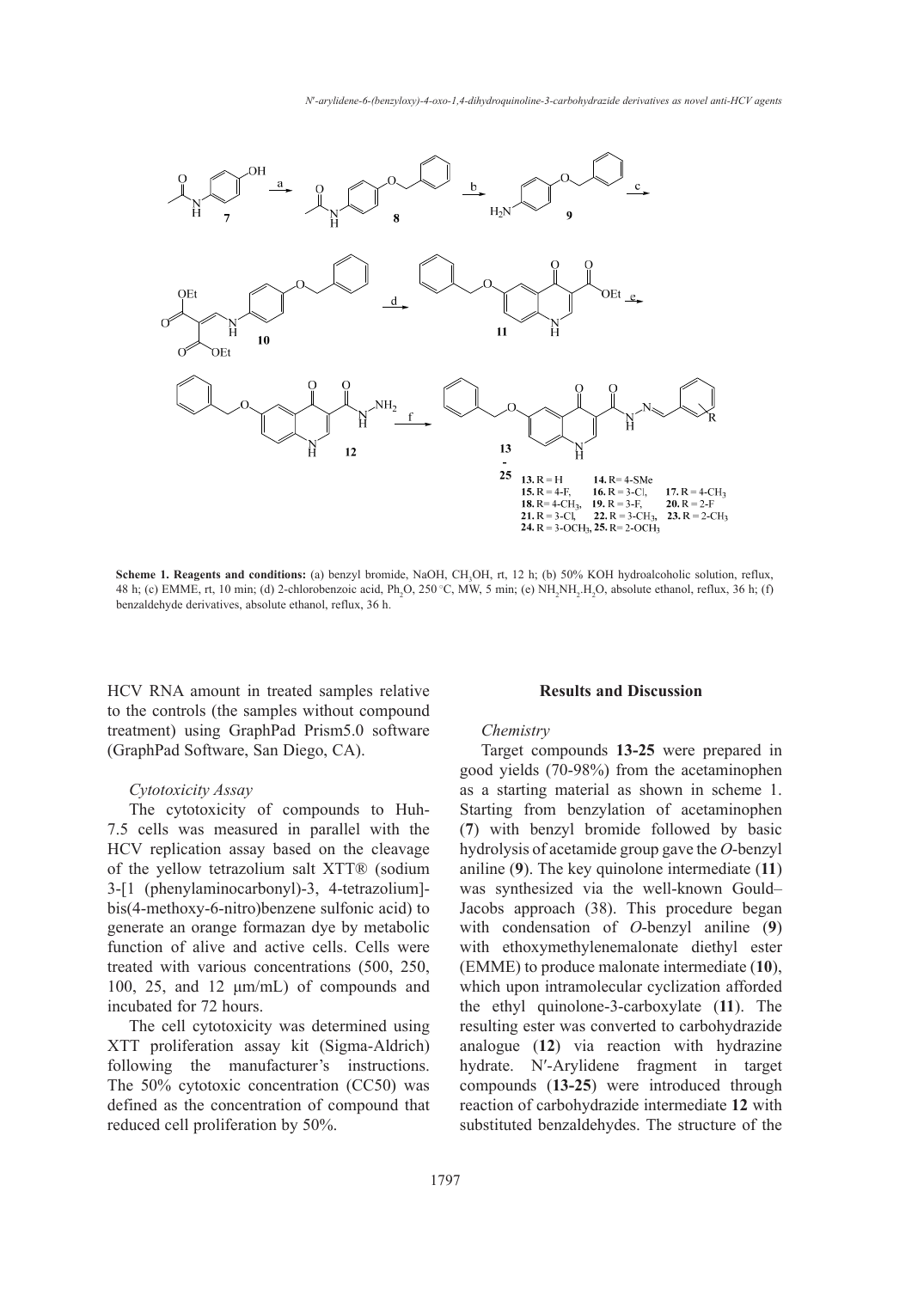**Scheme 1. Reagents and conditions:** (a) benzyl bromide, NaOH, $CH_3OH$, rt, 12 h; (b) 50% KOH hydroalcoholic solution, reflux, 48 h; (c) EMME, rt, 10 min; (d) 2-chlorobenzoic acid, $Ph_2O$, 250 °C, MW, 5 min; (e) $NH_2NH_2.H_2O$, absolute ethanol, reflux, 36 h; (f) benzaldehyde derivatives, absolute ethanol, reflux, 36 h.

HCV RNA amount in treated samples relative to the controls (the samples without compound treatment) using GraphPad Prism5.0 software (GraphPad Software, San Diego, CA).

### *Cytotoxicity Assay*

The cytotoxicity of compounds to Huh-7.5 cells was measured in parallel with the HCV replication assay based on the cleavage of the yellow tetrazolium salt XTT® (sodium 3-[1 (phenylaminocarbonyl)-3, 4-tetrazolium]-bis(4-methoxy-6-nitro)benzene sulfonic acid) to generate an orange formazan dye by metabolic function of alive and active cells. Cells were treated with various concentrations (500, 250, 100, 25, and 12 µm/mL) of compounds and incubated for 72 hours.

The cell cytotoxicity was determined using XTT proliferation assay kit (Sigma-Aldrich) following the manufacturer's instructions. The 50% cytotoxic concentration (CC50) was defined as the concentration of compound that reduced cell proliferation by 50%.

## Results and Discussion

### *Chemistry*

Target compounds **13-25** were prepared in good yields (70-98%) from the acetaminophen as a starting material as shown in scheme 1. Starting from benzylation of acetaminophen (**7**) with benzyl bromide followed by basic hydrolysis of acetamide group gave the *O*-benzyl aniline (**9**). The key quinolone intermediate (**11**) was synthesized via the well-known Gould–Jacobs approach (38). This procedure began with condensation of *O*-benzyl aniline (**9**) with ethoxymethylenemalonate diethyl ester (EMME) to produce malonate intermediate (**10**), which upon intramolecular cyclization afforded the ethyl quinolone-3-carboxylate (**11**). The resulting ester was converted to carbohydrazide analogue (**12**) via reaction with hydrazine hydrate. N′-Arylidene fragment in target compounds (**13-25**) were introduced through reaction of carbohydrazide intermediate **12** with substituted benzaldehydes. The structure of the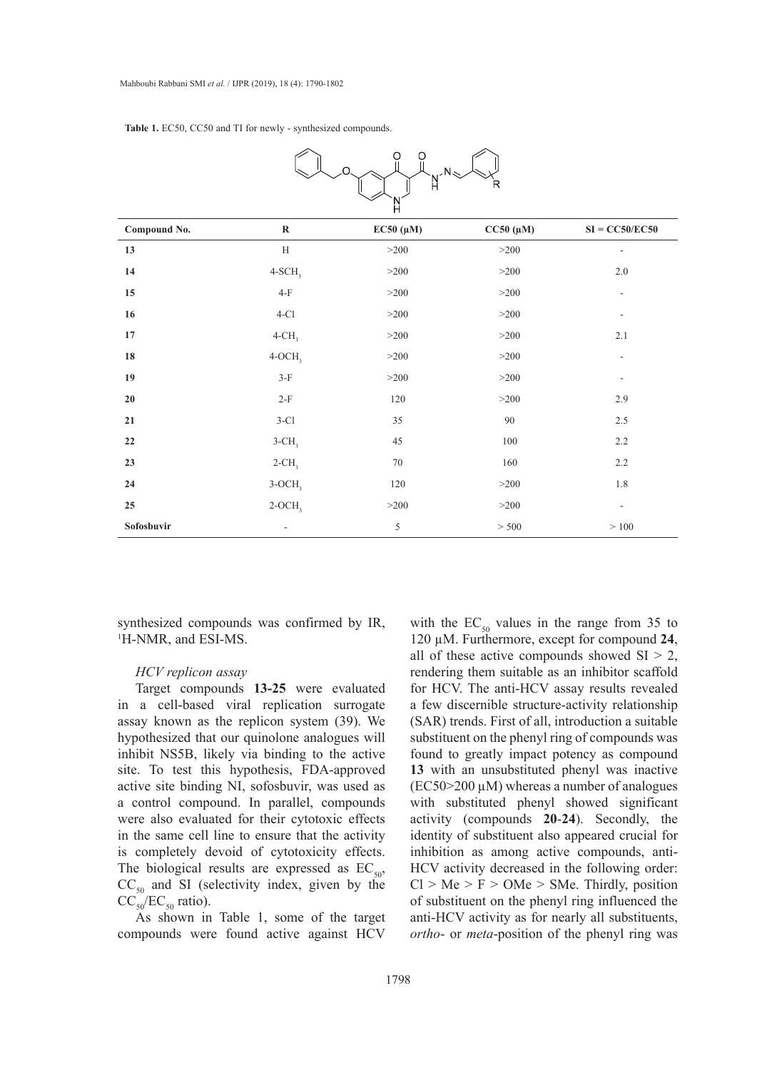**Table 1.** EC50, CC50 and TI for newly - synthesized compounds.

| Compound No. | R | EC50 (µM) | CC50 (µM) | SI = CC50/EC50 |
|---|---|---|---|---|
| **13** | H | >200 | >200 | - |
| **14** | 4-$SCH_3$ | >200 | >200 | 2.0 |
| **15** | 4-F | >200 | >200 | - |
| **16** | 4-Cl | >200 | >200 | - |
| **17** | 4-$CH_3$ | >200 | >200 | 2.1 |
| **18** | 4-$OCH_3$ | >200 | >200 | - |
| **19** | 3-F | >200 | >200 | - |
| **20** | 2-F | 120 | >200 | 2.9 |
| **21** | 3-Cl | 35 | 90 | 2.5 |
| **22** | 3-$CH_3$ | 45 | 100 | 2.2 |
| **23** | 2-$CH_3$ | 70 | 160 | 2.2 |
| **24** | 3-$OCH_3$ | 120 | >200 | 1.8 |
| **25** | 2-$OCH_3$ | >200 | >200 | - |
| **Sofosbuvir** | - | 5 | > 500 | > 100 |

synthesized compounds was confirmed by IR, [1]H-NMR, and ESI-MS.

*HCV replicon assay*

Target compounds **13-25** were evaluated in a cell-based viral replication surrogate assay known as the replicon system (39). We hypothesized that our quinolone analogues will inhibit NS5B, likely via binding to the active site. To test this hypothesis, FDA-approved active site binding NI, sofosbuvir, was used as a control compound. In parallel, compounds were also evaluated for their cytotoxic effects in the same cell line to ensure that the activity is completely devoid of cytotoxicity effects. The biological results are expressed as $EC_{50}$, $CC_{50}$ and SI (selectivity index, given by the $CC_{50}/EC_{50}$ ratio).

As shown in Table 1, some of the target compounds were found active against HCV with the $EC_{50}$ values in the range from 35 to 120 µM. Furthermore, except for compound **24**, all of these active compounds showed SI > 2, rendering them suitable as an inhibitor scaffold for HCV. The anti-HCV assay results revealed a few discernible structure-activity relationship (SAR) trends. First of all, introduction a suitable substituent on the phenyl ring of compounds was found to greatly impact potency as compound **13** with an unsubstituted phenyl was inactive (EC50>200 µM) whereas a number of analogues with substituted phenyl showed significant activity (compounds **20**-**24**). Secondly, the identity of substituent also appeared crucial for inhibition as among active compounds, anti-HCV activity decreased in the following order: Cl > Me > F > OMe > SMe. Thirdly, position of substituent on the phenyl ring influenced the anti-HCV activity as for nearly all substituents, *ortho*- or *meta*-position of the phenyl ring was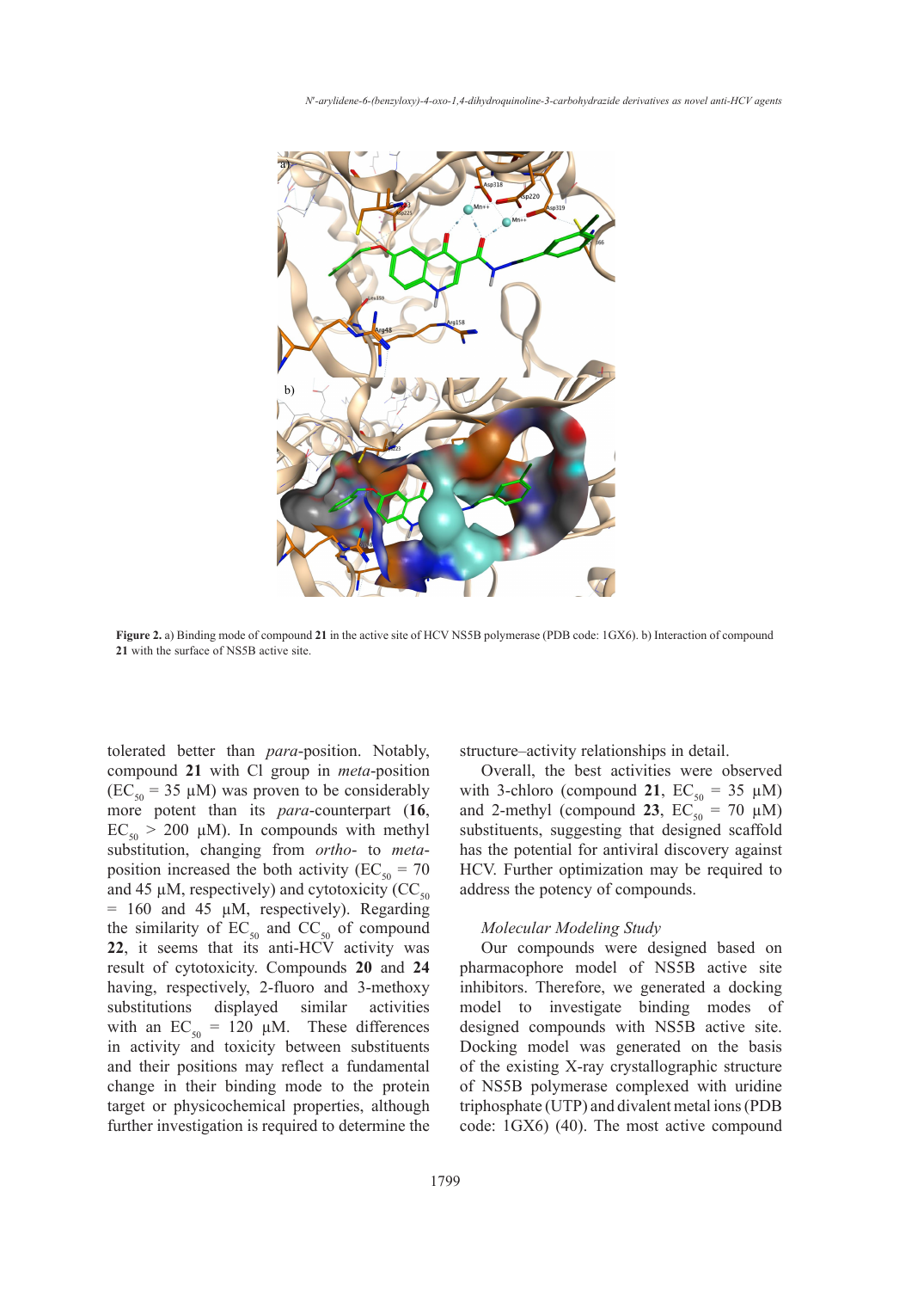**Figure 2.** a) Binding mode of compound **21** in the active site of HCV NS5B polymerase (PDB code: 1GX6). b) Interaction of compound **21** with the surface of NS5B active site.

tolerated better than *para*-position. Notably, compound **21** with Cl group in *meta*-position ($EC_{50}$ = 35 µM) was proven to be considerably more potent than its *para*-counterpart (**16**, $EC_{50}$ > 200 µM). In compounds with methyl substitution, changing from *ortho*- to *meta*-position increased the both activity ($EC_{50}$ = 70 and 45 µM, respectively) and cytotoxicity ($CC_{50}$ = 160 and 45 µM, respectively). Regarding the similarity of $EC_{50}$ and $CC_{50}$ of compound **22**, it seems that its anti-HCV activity was result of cytotoxicity. Compounds **20** and **24** having, respectively, 2-fluoro and 3-methoxy substitutions displayed similar activities with an $EC_{50}$ = 120 µM. These differences in activity and toxicity between substituents and their positions may reflect a fundamental change in their binding mode to the protein target or physicochemical properties, although further investigation is required to determine the structure–activity relationships in detail.

Overall, the best activities were observed with 3-chloro (compound **21**, $EC_{50}$ = 35 µM) and 2-methyl (compound **23**, $EC_{50}$ = 70 µM) substituents, suggesting that designed scaffold has the potential for antiviral discovery against HCV. Further optimization may be required to address the potency of compounds.

*Molecular Modeling Study*

Our compounds were designed based on pharmacophore model of NS5B active site inhibitors. Therefore, we generated a docking model to investigate binding modes of designed compounds with NS5B active site. Docking model was generated on the basis of the existing X-ray crystallographic structure of NS5B polymerase complexed with uridine triphosphate (UTP) and divalent metal ions (PDB code: 1GX6) (40). The most active compound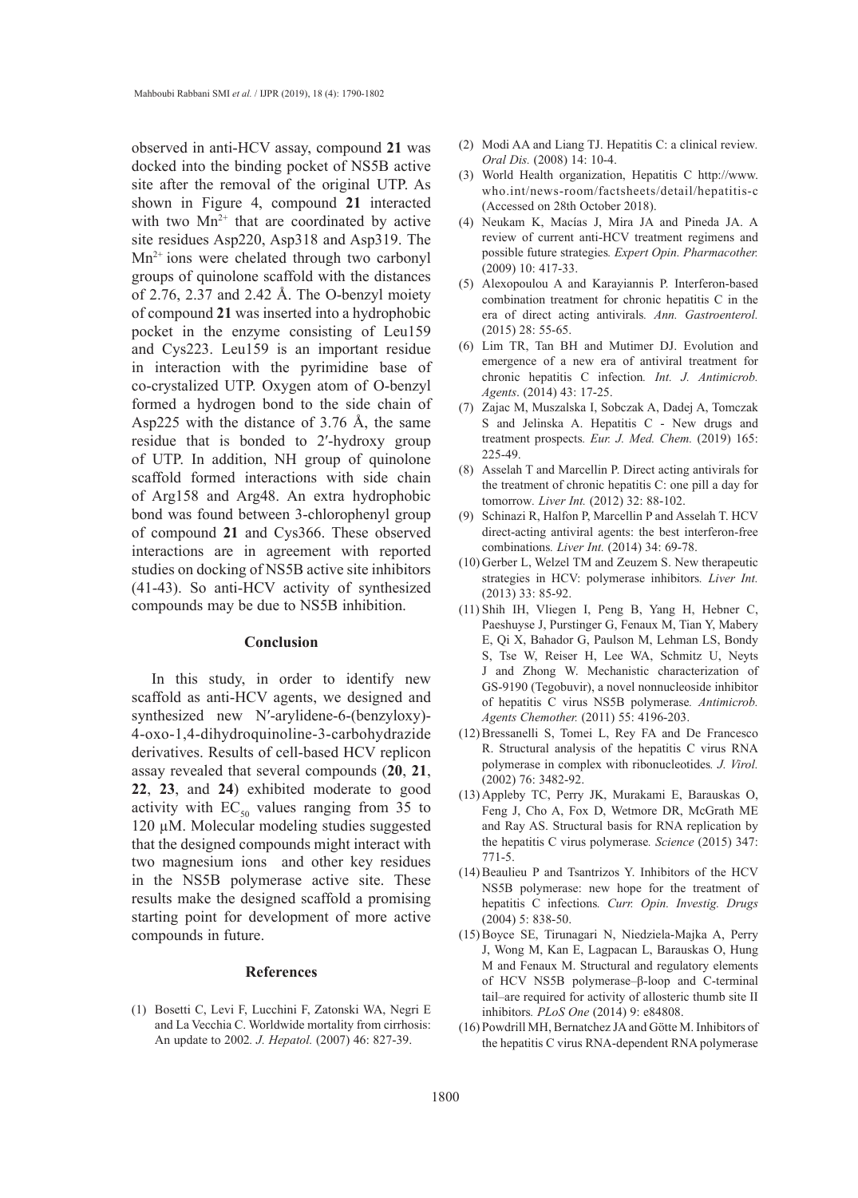observed in anti-HCV assay, compound **21** was docked into the binding pocket of NS5B active site after the removal of the original UTP. As shown in Figure 4, compound **21** interacted with two $Mn^{2+}$ that are coordinated by active site residues Asp220, Asp318 and Asp319. The $Mn^{2+}$ ions were chelated through two carbonyl groups of quinolone scaffold with the distances of 2.76, 2.37 and 2.42 Å. The O-benzyl moiety of compound **21** was inserted into a hydrophobic pocket in the enzyme consisting of Leu159 and Cys223. Leu159 is an important residue in interaction with the pyrimidine base of co-crystalized UTP. Oxygen atom of O-benzyl formed a hydrogen bond to the side chain of Asp225 with the distance of 3.76 Å, the same residue that is bonded to 2′-hydroxy group of UTP. In addition, NH group of quinolone scaffold formed interactions with side chain of Arg158 and Arg48. An extra hydrophobic bond was found between 3-chlorophenyl group of compound **21** and Cys366. These observed interactions are in agreement with reported studies on docking of NS5B active site inhibitors (41-43). So anti-HCV activity of synthesized compounds may be due to NS5B inhibition.

## Conclusion

In this study, in order to identify new scaffold as anti-HCV agents, we designed and synthesized new N′-arylidene-6-(benzyloxy)-4-oxo-1,4-dihydroquinoline-3-carbohydrazide derivatives. Results of cell-based HCV replicon assay revealed that several compounds (**20**, **21**, **22**, **23**, and **24**) exhibited moderate to good activity with $EC_{50}$ values ranging from 35 to 120 µM. Molecular modeling studies suggested that the designed compounds might interact with two magnesium ions and other key residues in the NS5B polymerase active site. These results make the designed scaffold a promising starting point for development of more active compounds in future.

## References

(1) Bosetti C, Levi F, Lucchini F, Zatonski WA, Negri E and La Vecchia C. Worldwide mortality from cirrhosis: An update to 2002. *J. Hepatol.* (2007) 46: 827-39.

(2) Modi AA and Liang TJ. Hepatitis C: a clinical review. *Oral Dis.* (2008) 14: 10-4.

(3) World Health organization, Hepatitis C http://www.who.int/news-room/factsheets/detail/hepatitis-c (Accessed on 28th October 2018).

(4) Neukam K, Macías J, Mira JA and Pineda JA. A review of current anti-HCV treatment regimens and possible future strategies. *Expert Opin. Pharmacother.* (2009) 10: 417-33.

(5) Alexopoulou A and Karayiannis P. Interferon-based combination treatment for chronic hepatitis C in the era of direct acting antivirals. *Ann. Gastroenterol.* (2015) 28: 55-65.

(6) Lim TR, Tan BH and Mutimer DJ. Evolution and emergence of a new era of antiviral treatment for chronic hepatitis C infection. *Int. J. Antimicrob. Agents*. (2014) 43: 17-25.

(7) Zajac M, Muszalska I, Sobczak A, Dadej A, Tomczak S and Jelinska A. Hepatitis C - New drugs and treatment prospects. *Eur. J. Med. Chem.* (2019) 165: 225-49.

(8) Asselah T and Marcellin P. Direct acting antivirals for the treatment of chronic hepatitis C: one pill a day for tomorrow. *Liver Int.* (2012) 32: 88-102.

(9) Schinazi R, Halfon P, Marcellin P and Asselah T. HCV direct-acting antiviral agents: the best interferon-free combinations. *Liver Int.* (2014) 34: 69-78.

(10) Gerber L, Welzel TM and Zeuzem S. New therapeutic strategies in HCV: polymerase inhibitors. *Liver Int.* (2013) 33: 85-92.

(11) Shih IH, Vliegen I, Peng B, Yang H, Hebner C, Paeshuyse J, Purstinger G, Fenaux M, Tian Y, Mabery E, Qi X, Bahador G, Paulson M, Lehman LS, Bondy S, Tse W, Reiser H, Lee WA, Schmitz U, Neyts J and Zhong W. Mechanistic characterization of GS-9190 (Tegobuvir), a novel nonnucleoside inhibitor of hepatitis C virus NS5B polymerase. *Antimicrob. Agents Chemother.* (2011) 55: 4196-203.

(12) Bressanelli S, Tomei L, Rey FA and De Francesco R. Structural analysis of the hepatitis C virus RNA polymerase in complex with ribonucleotides. *J. Virol.* (2002) 76: 3482-92.

(13) Appleby TC, Perry JK, Murakami E, Barauskas O, Feng J, Cho A, Fox D, Wetmore DR, McGrath ME and Ray AS. Structural basis for RNA replication by the hepatitis C virus polymerase. *Science* (2015) 347: 771-5.

(14) Beaulieu P and Tsantrizos Y. Inhibitors of the HCV NS5B polymerase: new hope for the treatment of hepatitis C infections. *Curr. Opin. Investig. Drugs* (2004) 5: 838-50.

(15) Boyce SE, Tirunagari N, Niedziela-Majka A, Perry J, Wong M, Kan E, Lagpacan L, Barauskas O, Hung M and Fenaux M. Structural and regulatory elements of HCV NS5B polymerase–β-loop and C-terminal tail–are required for activity of allosteric thumb site II inhibitors. *PLoS One* (2014) 9: e84808.

(16) Powdrill MH, Bernatchez JA and Götte M. Inhibitors of the hepatitis C virus RNA-dependent RNA polymerase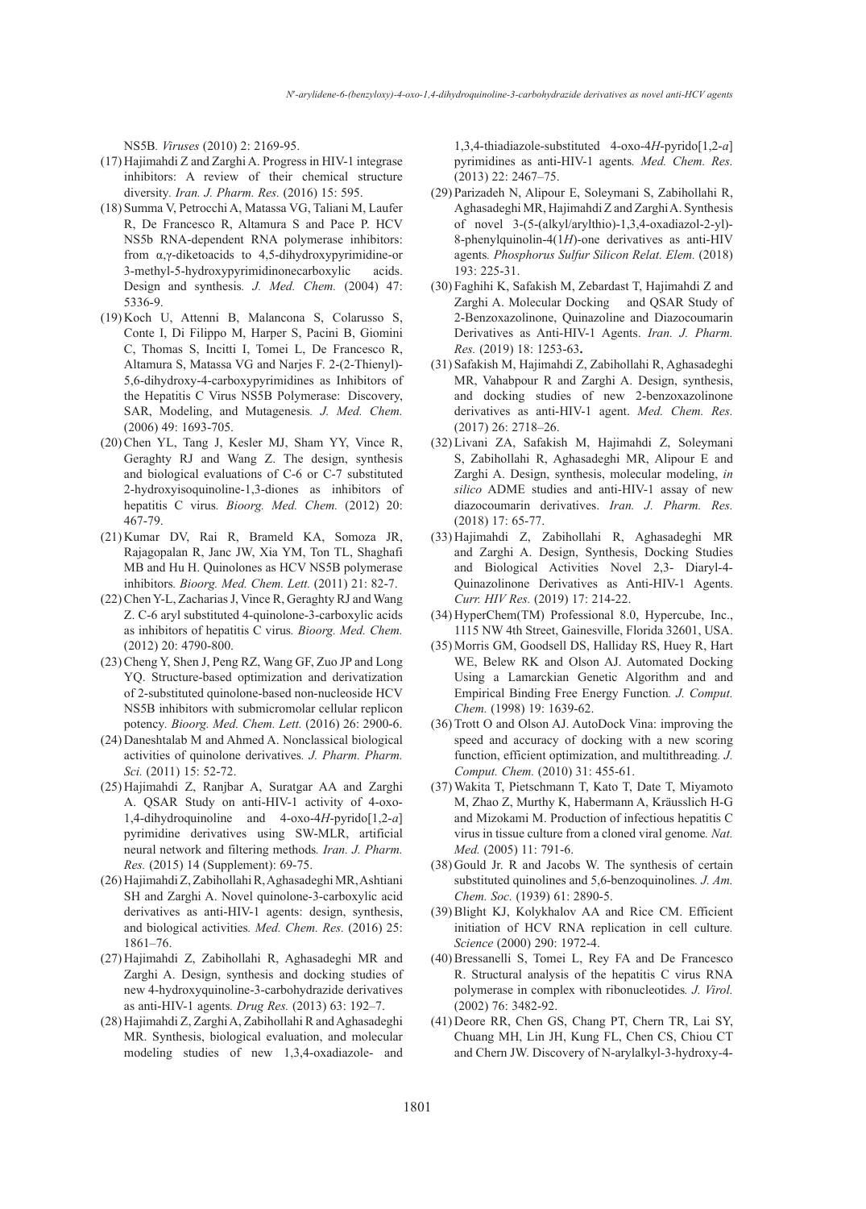NS5B. *Viruses* (2010) 2: 2169-95.

(17) Hajimahdi Z and Zarghi A. Progress in HIV-1 integrase inhibitors: A review of their chemical structure diversity. *Iran. J. Pharm. Res.* (2016) 15: 595.

(18) Summa V, Petrocchi A, Matassa VG, Taliani M, Laufer R, De Francesco R, Altamura S and Pace P. HCV NS5b RNA-dependent RNA polymerase inhibitors: from α,γ-diketoacids to 4,5-dihydroxypyrimidine-or 3-methyl-5-hydroxypyrimidinonecarboxylic acids. Design and synthesis*. J. Med. Chem.* (2004) 47: 5336-9.

(19) Koch U, Attenni B, Malancona S, Colarusso S, Conte I, Di Filippo M, Harper S, Pacini B, Giomini C, Thomas S, Incitti I, Tomei L, De Francesco R, Altamura S, Matassa VG and Narjes F. 2-(2-Thienyl)-5,6-dihydroxy-4-carboxypyrimidines as Inhibitors of the Hepatitis C Virus NS5B Polymerase: Discovery, SAR, Modeling, and Mutagenesis*. J. Med. Chem.* (2006) 49: 1693-705.

(20) Chen YL, Tang J, Kesler MJ, Sham YY, Vince R, Geraghty RJ and Wang Z. The design, synthesis and biological evaluations of C-6 or C-7 substituted 2-hydroxyisoquinoline-1,3-diones as inhibitors of hepatitis C virus*. Bioorg. Med. Chem.* (2012) 20: 467-79.

(21) Kumar DV, Rai R, Brameld KA, Somoza JR, Rajagopalan R, Janc JW, Xia YM, Ton TL, Shaghafi MB and Hu H. Quinolones as HCV NS5B polymerase inhibitors*. Bioorg. Med. Chem. Lett.* (2011) 21: 82-7.

(22) Chen Y-L, Zacharias J, Vince R, Geraghty RJ and Wang Z. C-6 aryl substituted 4-quinolone-3-carboxylic acids as inhibitors of hepatitis C virus*. Bioorg. Med. Chem.* (2012) 20: 4790-800.

(23) Cheng Y, Shen J, Peng RZ, Wang GF, Zuo JP and Long YQ. Structure-based optimization and derivatization of 2-substituted quinolone-based non-nucleoside HCV NS5B inhibitors with submicromolar cellular replicon potency*. Bioorg. Med. Chem. Lett.* (2016) 26: 2900-6.

(24) Daneshtalab M and Ahmed A. Nonclassical biological activities of quinolone derivatives*. J. Pharm. Pharm. Sci.* (2011) 15: 52-72.

(25) Hajimahdi Z, Ranjbar A, Suratgar AA and Zarghi A. QSAR Study on anti-HIV-1 activity of 4-oxo-1,4-dihydroquinoline and 4-oxo-4*H*-pyrido[1,2-*a*] pyrimidine derivatives using SW-MLR, artificial neural network and filtering methods*. Iran. J. Pharm. Res.* (2015) 14 (Supplement): 69-75.

(26) Hajimahdi Z, Zabihollahi R, Aghasadeghi MR, Ashtiani SH and Zarghi A. Novel quinolone-3-carboxylic acid derivatives as anti-HIV-1 agents: design, synthesis, and biological activities*. Med. Chem. Res.* (2016) 25: 1861–76.

(27) Hajimahdi Z, Zabihollahi R, Aghasadeghi MR and Zarghi A. Design, synthesis and docking studies of new 4-hydroxyquinoline-3-carbohydrazide derivatives as anti-HIV-1 agents*. Drug Res.* (2013) 63: 192–7.

(28) Hajimahdi Z, Zarghi A, Zabihollahi R and Aghasadeghi MR. Synthesis, biological evaluation, and molecular modeling studies of new 1,3,4-oxadiazole- and 1,3,4-thiadiazole-substituted 4-oxo-4*H*-pyrido[1,2-*a*] pyrimidines as anti-HIV-1 agents*. Med. Chem. Res.* (2013) 22: 2467–75.

(29) Parizadeh N, Alipour E, Soleymani S, Zabihollahi R, Aghasadeghi MR, Hajimahdi Z and Zarghi A. Synthesis of novel 3-(5-(alkyl/arylthio)-1,3,4-oxadiazol-2-yl)-8-phenylquinolin-4(1*H*)-one derivatives as anti-HIV agents*. Phosphorus Sulfur Silicon Relat. Elem.* (2018) 193: 225-31.

(30) Faghihi K, Safakish M, Zebardast T, Hajimahdi Z and Zarghi A. Molecular Docking and QSAR Study of 2-Benzoxazolinone, Quinazoline and Diazocoumarin Derivatives as Anti-HIV-1 Agents*. Iran. J. Pharm. Res.* (2019) 18: 1253-63**.**

(31) Safakish M, Hajimahdi Z, Zabihollahi R, Aghasadeghi MR, Vahabpour R and Zarghi A. Design, synthesis, and docking studies of new 2-benzoxazolinone derivatives as anti-HIV-1 agent*. Med. Chem. Res.* (2017) 26: 2718–26.

(32) Livani ZA, Safakish M, Hajimahdi Z, Soleymani S, Zabihollahi R, Aghasadeghi MR, Alipour E and Zarghi A. Design, synthesis, molecular modeling, *in silico* ADME studies and anti-HIV-1 assay of new diazocoumarin derivatives*. Iran. J. Pharm. Res.* (2018) 17: 65-77.

(33) Hajimahdi Z, Zabihollahi R, Aghasadeghi MR and Zarghi A. Design, Synthesis, Docking Studies and Biological Activities Novel 2,3- Diaryl-4-Quinazolinone Derivatives as Anti-HIV-1 Agents*. Curr. HIV Res.* (2019) 17: 214-22.

(34) HyperChem(TM) Professional 8.0, Hypercube, Inc., 1115 NW 4th Street, Gainesville, Florida 32601, USA.

(35) Morris GM, Goodsell DS, Halliday RS, Huey R, Hart WE, Belew RK and Olson AJ. Automated Docking Using a Lamarckian Genetic Algorithm and and Empirical Binding Free Energy Function*. J. Comput. Chem.* (1998) 19: 1639-62.

(36) Trott O and Olson AJ. AutoDock Vina: improving the speed and accuracy of docking with a new scoring function, efficient optimization, and multithreading*. J. Comput. Chem.* (2010) 31: 455-61.

(37) Wakita T, Pietschmann T, Kato T, Date T, Miyamoto M, Zhao Z, Murthy K, Habermann A, Kräusslich H-G and Mizokami M. Production of infectious hepatitis C virus in tissue culture from a cloned viral genome*. Nat. Med.* (2005) 11: 791-6.

(38) Gould Jr. R and Jacobs W. The synthesis of certain substituted quinolines and 5,6-benzoquinolines*. J. Am. Chem. Soc.* (1939) 61: 2890-5.

(39) Blight KJ, Kolykhalov AA and Rice CM. Efficient initiation of HCV RNA replication in cell culture*. Science* (2000) 290: 1972-4.

(40) Bressanelli S, Tomei L, Rey FA and De Francesco R. Structural analysis of the hepatitis C virus RNA polymerase in complex with ribonucleotides*. J. Virol.* (2002) 76: 3482-92.

(41) Deore RR, Chen GS, Chang PT, Chern TR, Lai SY, Chuang MH, Lin JH, Kung FL, Chen CS, Chiou CT and Chern JW. Discovery of N-arylalkyl-3-hydroxy-4-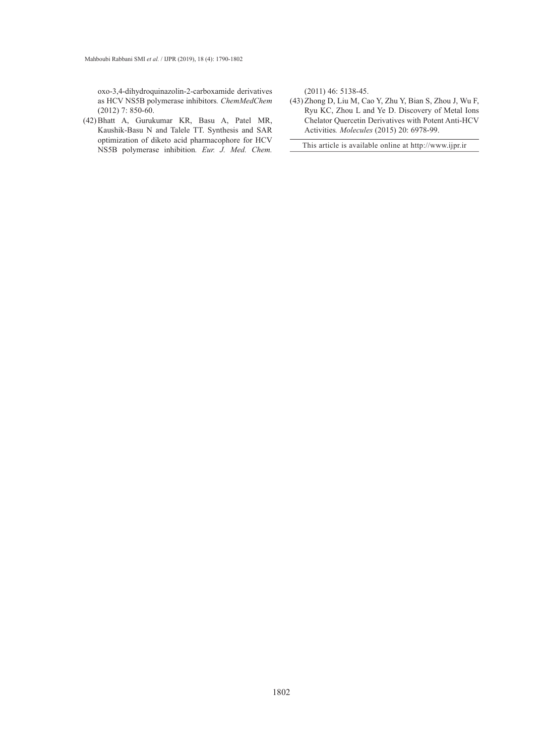oxo-3,4-dihydroquinazolin-2-carboxamide derivatives as HCV NS5B polymerase inhibitors. *ChemMedChem* (2012) 7: 850-60.

(42) Bhatt A, Gurukumar KR, Basu A, Patel MR, Kaushik-Basu N and Talele TT. Synthesis and SAR optimization of diketo acid pharmacophore for HCV NS5B polymerase inhibition. *Eur. J. Med. Chem.* (2011) 46: 5138-45.

(43) Zhong D, Liu M, Cao Y, Zhu Y, Bian S, Zhou J, Wu F, Ryu KC, Zhou L and Ye D. Discovery of Metal Ions Chelator Quercetin Derivatives with Potent Anti-HCV Activities. *Molecules* (2015) 20: 6978-99.

This article is available online at http://www.ijpr.ir